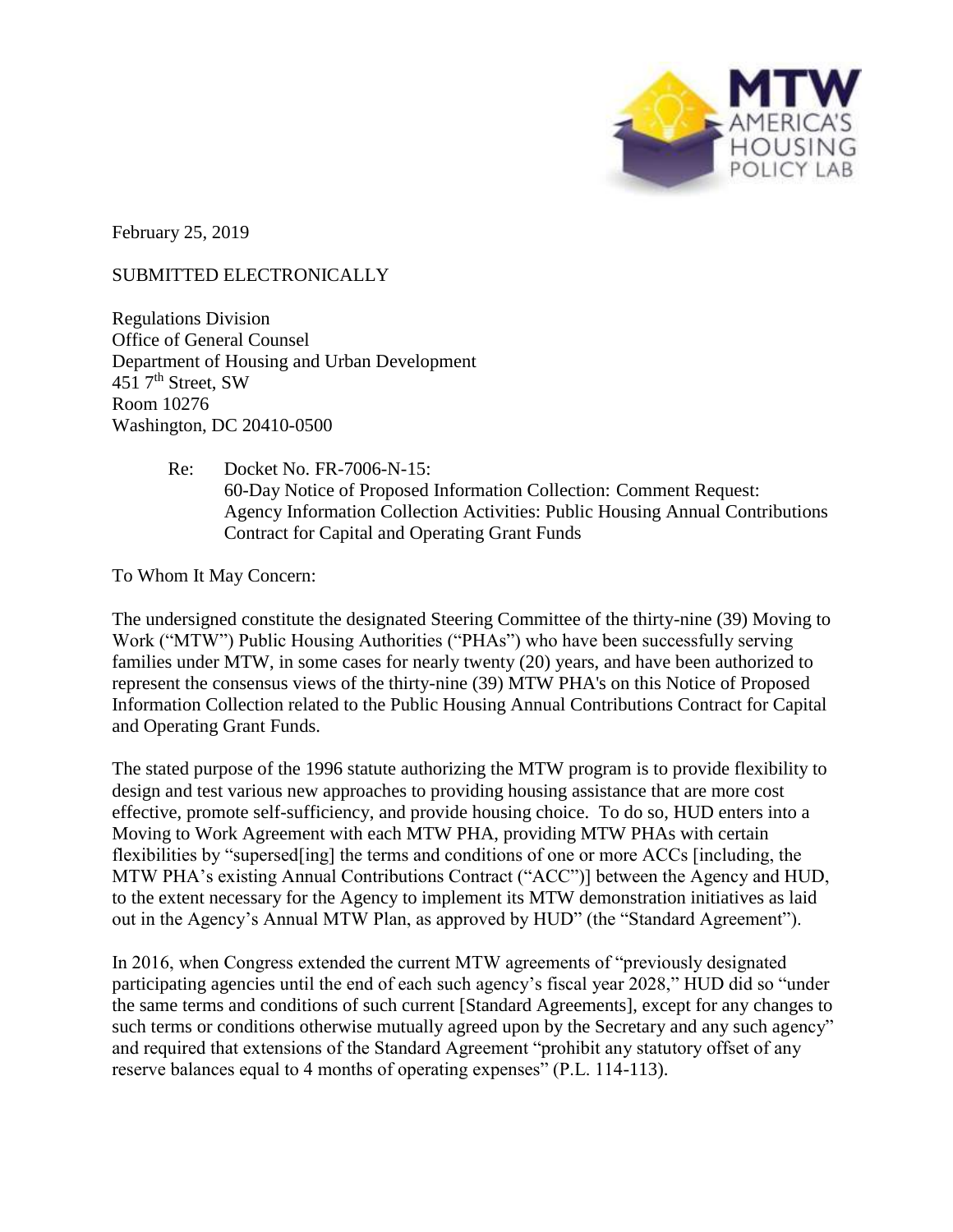February 25, 2019

SUBMITTED ELECTRONICALLY

Regulations Division  
Office of General Counsel  
Department of Housing and Urban Development  
451 7th Street, SW  
Room 10276  
Washington, DC 20410-0500

Re: Docket No. FR-7006-N-15:  
60-Day Notice of Proposed Information Collection: Comment Request: Agency Information Collection Activities: Public Housing Annual Contributions Contract for Capital and Operating Grant Funds

To Whom It May Concern:

The undersigned constitute the designated Steering Committee of the thirty-nine (39) Moving to Work ("MTW") Public Housing Authorities ("PHAs") who have been successfully serving families under MTW, in some cases for nearly twenty (20) years, and have been authorized to represent the consensus views of the thirty-nine (39) MTW PHA's on this Notice of Proposed Information Collection related to the Public Housing Annual Contributions Contract for Capital and Operating Grant Funds.

The stated purpose of the 1996 statute authorizing the MTW program is to provide flexibility to design and test various new approaches to providing housing assistance that are more cost effective, promote self-sufficiency, and provide housing choice. To do so, HUD enters into a Moving to Work Agreement with each MTW PHA, providing MTW PHAs with certain flexibilities by "supersed[ing] the terms and conditions of one or more ACCs [including, the MTW PHA's existing Annual Contributions Contract ("ACC")] between the Agency and HUD, to the extent necessary for the Agency to implement its MTW demonstration initiatives as laid out in the Agency's Annual MTW Plan, as approved by HUD" (the "Standard Agreement").

In 2016, when Congress extended the current MTW agreements of "previously designated participating agencies until the end of each such agency's fiscal year 2028," HUD did so "under the same terms and conditions of such current [Standard Agreements], except for any changes to such terms or conditions otherwise mutually agreed upon by the Secretary and any such agency" and required that extensions of the Standard Agreement "prohibit any statutory offset of any reserve balances equal to 4 months of operating expenses" (P.L. 114-113).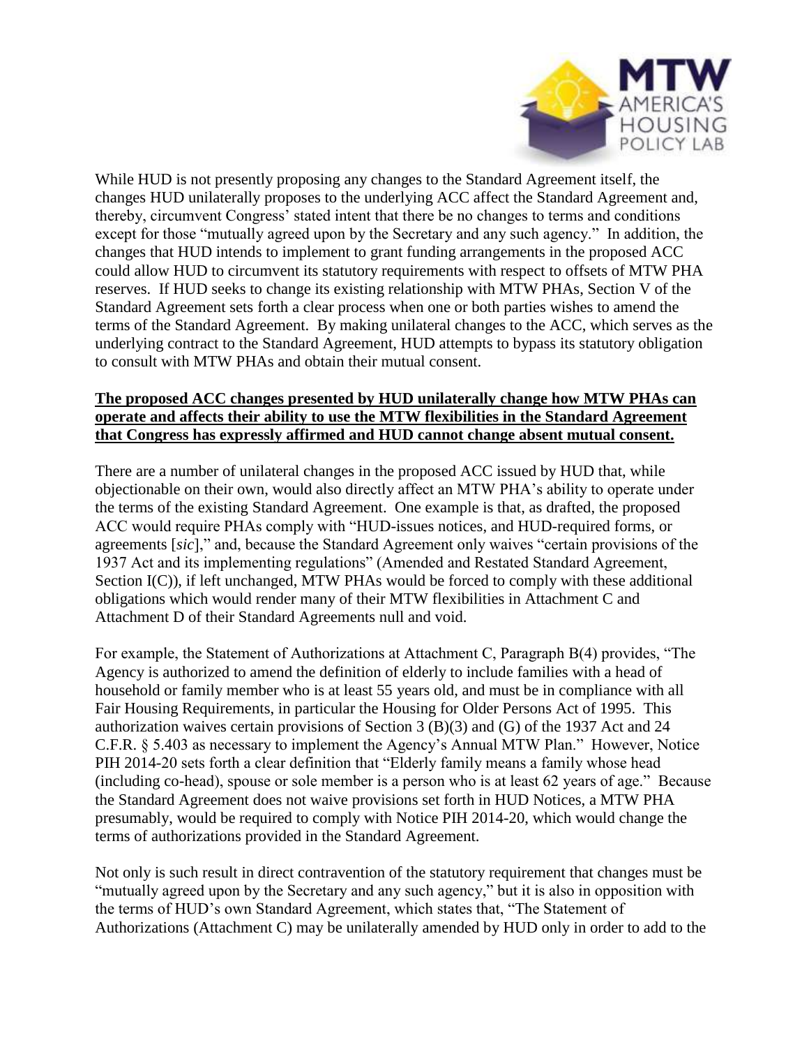While HUD is not presently proposing any changes to the Standard Agreement itself, the changes HUD unilaterally proposes to the underlying ACC affect the Standard Agreement and, thereby, circumvent Congress' stated intent that there be no changes to terms and conditions except for those "mutually agreed upon by the Secretary and any such agency." In addition, the changes that HUD intends to implement to grant funding arrangements in the proposed ACC could allow HUD to circumvent its statutory requirements with respect to offsets of MTW PHA reserves. If HUD seeks to change its existing relationship with MTW PHAs, Section V of the Standard Agreement sets forth a clear process when one or both parties wishes to amend the terms of the Standard Agreement. By making unilateral changes to the ACC, which serves as the underlying contract to the Standard Agreement, HUD attempts to bypass its statutory obligation to consult with MTW PHAs and obtain their mutual consent.

**The proposed ACC changes presented by HUD unilaterally change how MTW PHAs can operate and affects their ability to use the MTW flexibilities in the Standard Agreement that Congress has expressly affirmed and HUD cannot change absent mutual consent.**

There are a number of unilateral changes in the proposed ACC issued by HUD that, while objectionable on their own, would also directly affect an MTW PHA's ability to operate under the terms of the existing Standard Agreement. One example is that, as drafted, the proposed ACC would require PHAs comply with "HUD-issues notices, and HUD-required forms, or agreements [*sic*]," and, because the Standard Agreement only waives "certain provisions of the 1937 Act and its implementing regulations" (Amended and Restated Standard Agreement, Section I(C)), if left unchanged, MTW PHAs would be forced to comply with these additional obligations which would render many of their MTW flexibilities in Attachment C and Attachment D of their Standard Agreements null and void.

For example, the Statement of Authorizations at Attachment C, Paragraph B(4) provides, "The Agency is authorized to amend the definition of elderly to include families with a head of household or family member who is at least 55 years old, and must be in compliance with all Fair Housing Requirements, in particular the Housing for Older Persons Act of 1995. This authorization waives certain provisions of Section 3 (B)(3) and (G) of the 1937 Act and 24 C.F.R. § 5.403 as necessary to implement the Agency's Annual MTW Plan." However, Notice PIH 2014-20 sets forth a clear definition that "Elderly family means a family whose head (including co-head), spouse or sole member is a person who is at least 62 years of age." Because the Standard Agreement does not waive provisions set forth in HUD Notices, a MTW PHA presumably, would be required to comply with Notice PIH 2014-20, which would change the terms of authorizations provided in the Standard Agreement.

Not only is such result in direct contravention of the statutory requirement that changes must be "mutually agreed upon by the Secretary and any such agency," but it is also in opposition with the terms of HUD's own Standard Agreement, which states that, "The Statement of Authorizations (Attachment C) may be unilaterally amended by HUD only in order to add to the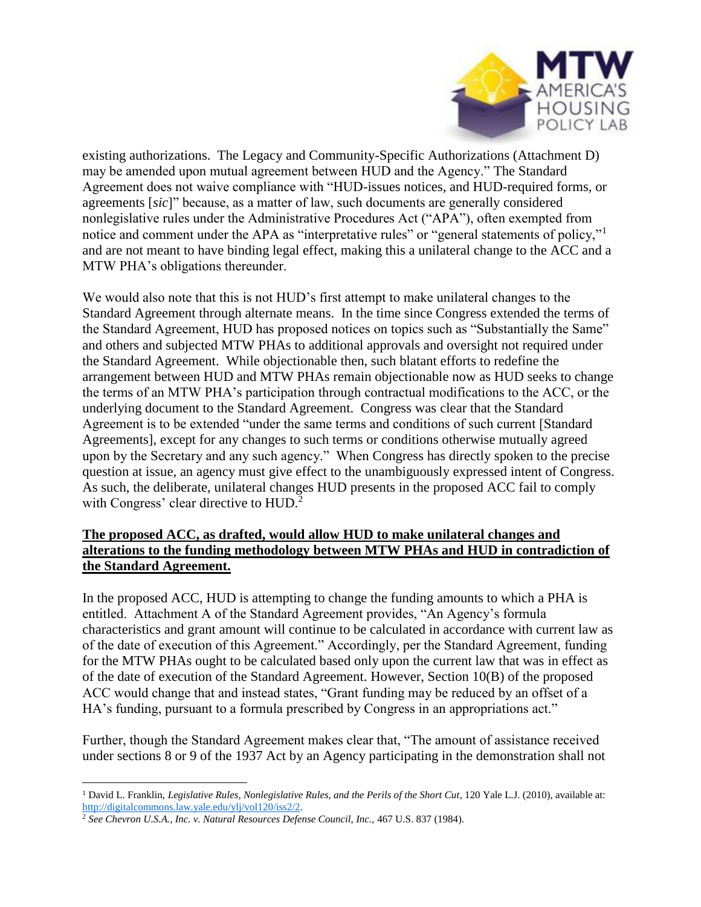existing authorizations. The Legacy and Community-Specific Authorizations (Attachment D) may be amended upon mutual agreement between HUD and the Agency." The Standard Agreement does not waive compliance with "HUD-issues notices, and HUD-required forms, or agreements [*sic*]" because, as a matter of law, such documents are generally considered nonlegislative rules under the Administrative Procedures Act ("APA"), often exempted from notice and comment under the APA as "interpretative rules" or "general statements of policy,"[1] and are not meant to have binding legal effect, making this a unilateral change to the ACC and a MTW PHA's obligations thereunder.

We would also note that this is not HUD's first attempt to make unilateral changes to the Standard Agreement through alternate means. In the time since Congress extended the terms of the Standard Agreement, HUD has proposed notices on topics such as "Substantially the Same" and others and subjected MTW PHAs to additional approvals and oversight not required under the Standard Agreement. While objectionable then, such blatant efforts to redefine the arrangement between HUD and MTW PHAs remain objectionable now as HUD seeks to change the terms of an MTW PHA's participation through contractual modifications to the ACC, or the underlying document to the Standard Agreement. Congress was clear that the Standard Agreement is to be extended "under the same terms and conditions of such current [Standard Agreements], except for any changes to such terms or conditions otherwise mutually agreed upon by the Secretary and any such agency." When Congress has directly spoken to the precise question at issue, an agency must give effect to the unambiguously expressed intent of Congress. As such, the deliberate, unilateral changes HUD presents in the proposed ACC fail to comply with Congress' clear directive to HUD.[2]

**The proposed ACC, as drafted, would allow HUD to make unilateral changes and alterations to the funding methodology between MTW PHAs and HUD in contradiction of the Standard Agreement.**

In the proposed ACC, HUD is attempting to change the funding amounts to which a PHA is entitled. Attachment A of the Standard Agreement provides, "An Agency's formula characteristics and grant amount will continue to be calculated in accordance with current law as of the date of execution of this Agreement." Accordingly, per the Standard Agreement, funding for the MTW PHAs ought to be calculated based only upon the current law that was in effect as of the date of execution of the Standard Agreement. However, Section 10(B) of the proposed ACC would change that and instead states, "Grant funding may be reduced by an offset of a HA's funding, pursuant to a formula prescribed by Congress in an appropriations act."

Further, though the Standard Agreement makes clear that, "The amount of assistance received under sections 8 or 9 of the 1937 Act by an Agency participating in the demonstration shall not

---

[1] David L. Franklin, *Legislative Rules, Nonlegislative Rules, and the Perils of the Short Cut*, 120 Yale L.J. (2010), available at: http://digitalcommons.law.yale.edu/ylj/vol120/iss2/2.

[2] *See Chevron U.S.A., Inc. v. Natural Resources Defense Council, Inc.*, 467 U.S. 837 (1984).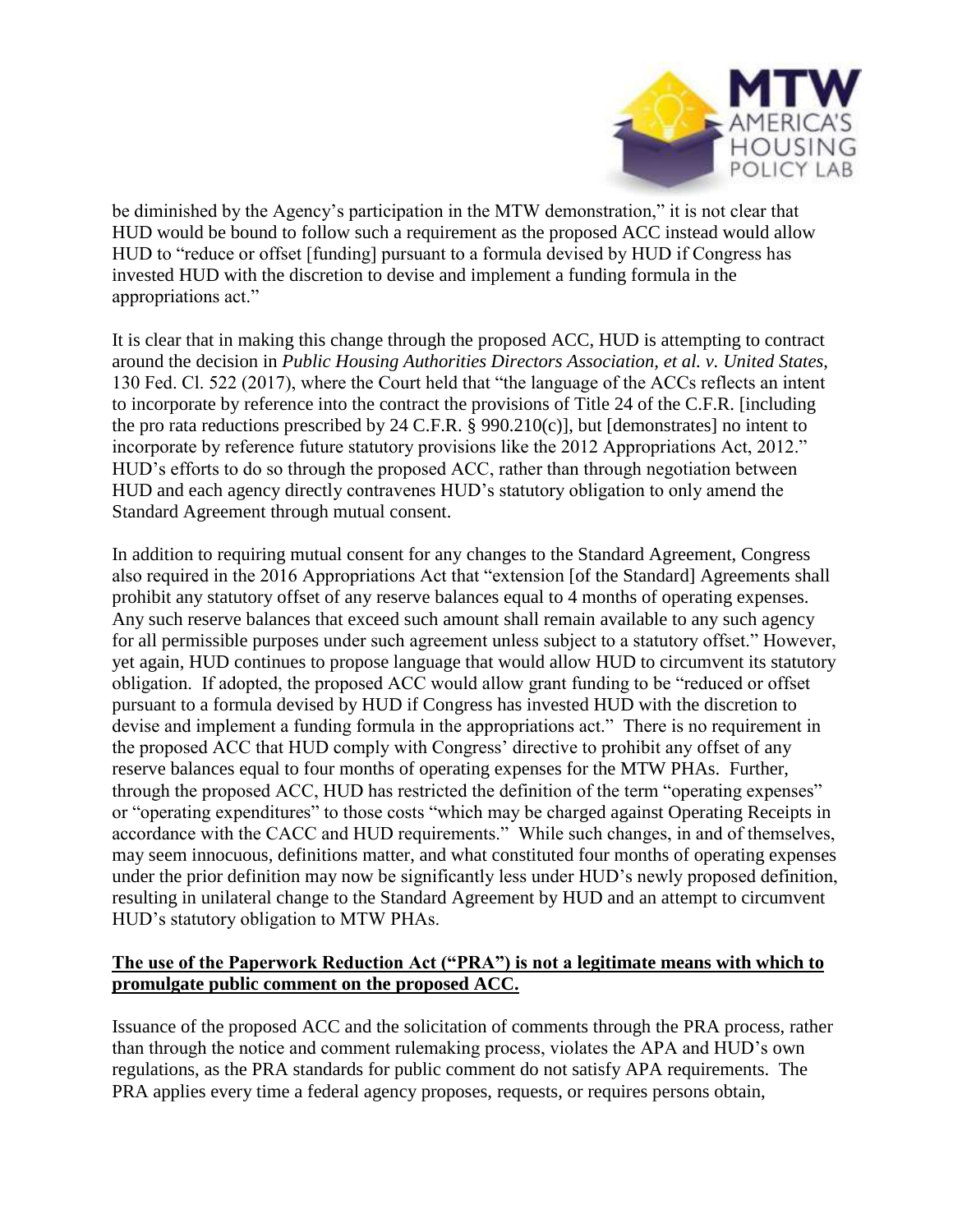be diminished by the Agency's participation in the MTW demonstration," it is not clear that HUD would be bound to follow such a requirement as the proposed ACC instead would allow HUD to "reduce or offset [funding] pursuant to a formula devised by HUD if Congress has invested HUD with the discretion to devise and implement a funding formula in the appropriations act."

It is clear that in making this change through the proposed ACC, HUD is attempting to contract around the decision in *Public Housing Authorities Directors Association, et al. v. United States*, 130 Fed. Cl. 522 (2017), where the Court held that "the language of the ACCs reflects an intent to incorporate by reference into the contract the provisions of Title 24 of the C.F.R. [including the pro rata reductions prescribed by 24 C.F.R. § 990.210(c)], but [demonstrates] no intent to incorporate by reference future statutory provisions like the 2012 Appropriations Act, 2012." HUD's efforts to do so through the proposed ACC, rather than through negotiation between HUD and each agency directly contravenes HUD's statutory obligation to only amend the Standard Agreement through mutual consent.

In addition to requiring mutual consent for any changes to the Standard Agreement, Congress also required in the 2016 Appropriations Act that "extension [of the Standard] Agreements shall prohibit any statutory offset of any reserve balances equal to 4 months of operating expenses. Any such reserve balances that exceed such amount shall remain available to any such agency for all permissible purposes under such agreement unless subject to a statutory offset." However, yet again, HUD continues to propose language that would allow HUD to circumvent its statutory obligation. If adopted, the proposed ACC would allow grant funding to be "reduced or offset pursuant to a formula devised by HUD if Congress has invested HUD with the discretion to devise and implement a funding formula in the appropriations act." There is no requirement in the proposed ACC that HUD comply with Congress' directive to prohibit any offset of any reserve balances equal to four months of operating expenses for the MTW PHAs. Further, through the proposed ACC, HUD has restricted the definition of the term "operating expenses" or "operating expenditures" to those costs "which may be charged against Operating Receipts in accordance with the CACC and HUD requirements." While such changes, in and of themselves, may seem innocuous, definitions matter, and what constituted four months of operating expenses under the prior definition may now be significantly less under HUD's newly proposed definition, resulting in unilateral change to the Standard Agreement by HUD and an attempt to circumvent HUD's statutory obligation to MTW PHAs.

**The use of the Paperwork Reduction Act ("PRA") is not a legitimate means with which to promulgate public comment on the proposed ACC.**

Issuance of the proposed ACC and the solicitation of comments through the PRA process, rather than through the notice and comment rulemaking process, violates the APA and HUD's own regulations, as the PRA standards for public comment do not satisfy APA requirements. The PRA applies every time a federal agency proposes, requests, or requires persons obtain,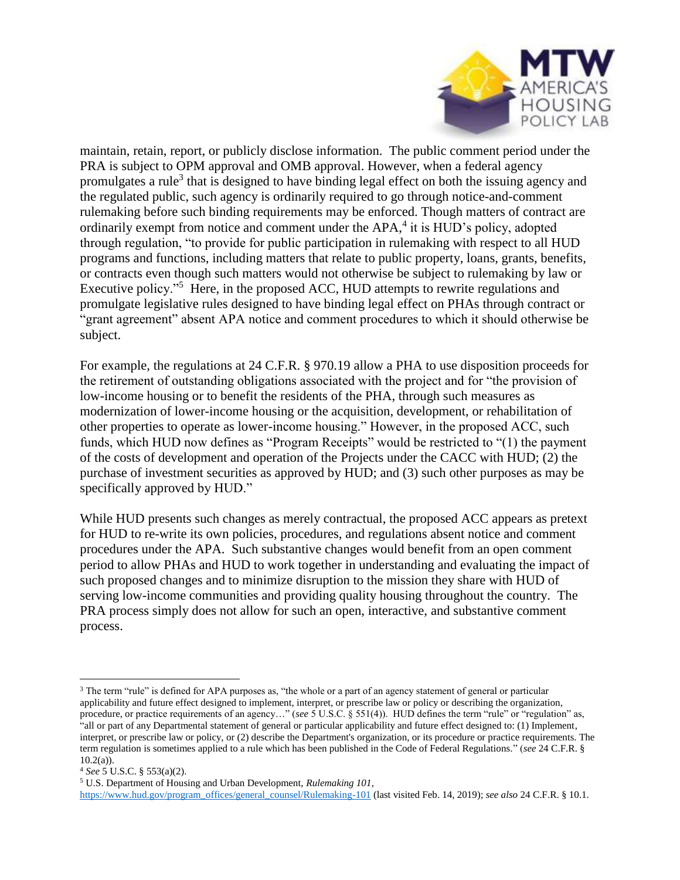maintain, retain, report, or publicly disclose information. The public comment period under the PRA is subject to OPM approval and OMB approval. However, when a federal agency promulgates a rule[3] that is designed to have binding legal effect on both the issuing agency and the regulated public, such agency is ordinarily required to go through notice-and-comment rulemaking before such binding requirements may be enforced. Though matters of contract are ordinarily exempt from notice and comment under the APA,[4] it is HUD's policy, adopted through regulation, "to provide for public participation in rulemaking with respect to all HUD programs and functions, including matters that relate to public property, loans, grants, benefits, or contracts even though such matters would not otherwise be subject to rulemaking by law or Executive policy."[5] Here, in the proposed ACC, HUD attempts to rewrite regulations and promulgate legislative rules designed to have binding legal effect on PHAs through contract or "grant agreement" absent APA notice and comment procedures to which it should otherwise be subject.

For example, the regulations at 24 C.F.R. § 970.19 allow a PHA to use disposition proceeds for the retirement of outstanding obligations associated with the project and for "the provision of low-income housing or to benefit the residents of the PHA, through such measures as modernization of lower-income housing or the acquisition, development, or rehabilitation of other properties to operate as lower-income housing." However, in the proposed ACC, such funds, which HUD now defines as "Program Receipts" would be restricted to "(1) the payment of the costs of development and operation of the Projects under the CACC with HUD; (2) the purchase of investment securities as approved by HUD; and (3) such other purposes as may be specifically approved by HUD."

While HUD presents such changes as merely contractual, the proposed ACC appears as pretext for HUD to re-write its own policies, procedures, and regulations absent notice and comment procedures under the APA. Such substantive changes would benefit from an open comment period to allow PHAs and HUD to work together in understanding and evaluating the impact of such proposed changes and to minimize disruption to the mission they share with HUD of serving low-income communities and providing quality housing throughout the country. The PRA process simply does not allow for such an open, interactive, and substantive comment process.

---

[3] The term "rule" is defined for APA purposes as, "the whole or a part of an agency statement of general or particular applicability and future effect designed to implement, interpret, or prescribe law or policy or describing the organization, procedure, or practice requirements of an agency…" (*see* 5 U.S.C. § 551(4)). HUD defines the term "rule" or "regulation" as, "all or part of any Departmental statement of general or particular applicability and future effect designed to: (1) Implement, interpret, or prescribe law or policy, or (2) describe the Department's organization, or its procedure or practice requirements. The term regulation is sometimes applied to a rule which has been published in the Code of Federal Regulations." (*see* 24 C.F.R. § 10.2(a)).

[4] *See* 5 U.S.C. § 553(a)(2).

[5] U.S. Department of Housing and Urban Development, *Rulemaking 101*, https://www.hud.gov/program_offices/general_counsel/Rulemaking-101 (last visited Feb. 14, 2019); *see also* 24 C.F.R. § 10.1.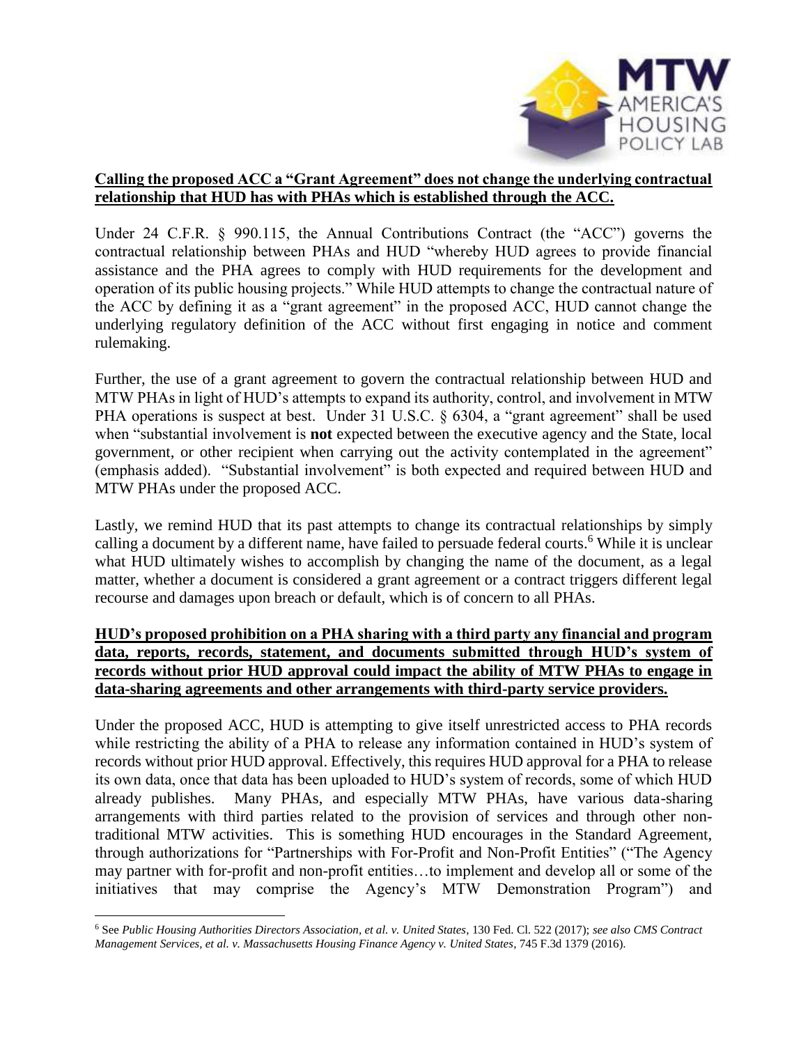**Calling the proposed ACC a "Grant Agreement" does not change the underlying contractual relationship that HUD has with PHAs which is established through the ACC.**

Under 24 C.F.R. § 990.115, the Annual Contributions Contract (the "ACC") governs the contractual relationship between PHAs and HUD "whereby HUD agrees to provide financial assistance and the PHA agrees to comply with HUD requirements for the development and operation of its public housing projects." While HUD attempts to change the contractual nature of the ACC by defining it as a "grant agreement" in the proposed ACC, HUD cannot change the underlying regulatory definition of the ACC without first engaging in notice and comment rulemaking.

Further, the use of a grant agreement to govern the contractual relationship between HUD and MTW PHAs in light of HUD's attempts to expand its authority, control, and involvement in MTW PHA operations is suspect at best. Under 31 U.S.C. § 6304, a "grant agreement" shall be used when "substantial involvement is **not** expected between the executive agency and the State, local government, or other recipient when carrying out the activity contemplated in the agreement" (emphasis added). "Substantial involvement" is both expected and required between HUD and MTW PHAs under the proposed ACC.

Lastly, we remind HUD that its past attempts to change its contractual relationships by simply calling a document by a different name, have failed to persuade federal courts.[6] While it is unclear what HUD ultimately wishes to accomplish by changing the name of the document, as a legal matter, whether a document is considered a grant agreement or a contract triggers different legal recourse and damages upon breach or default, which is of concern to all PHAs.

**HUD's proposed prohibition on a PHA sharing with a third party any financial and program data, reports, records, statement, and documents submitted through HUD's system of records without prior HUD approval could impact the ability of MTW PHAs to engage in data-sharing agreements and other arrangements with third-party service providers.**

Under the proposed ACC, HUD is attempting to give itself unrestricted access to PHA records while restricting the ability of a PHA to release any information contained in HUD's system of records without prior HUD approval. Effectively, this requires HUD approval for a PHA to release its own data, once that data has been uploaded to HUD's system of records, some of which HUD already publishes. Many PHAs, and especially MTW PHAs, have various data-sharing arrangements with third parties related to the provision of services and through other non-traditional MTW activities. This is something HUD encourages in the Standard Agreement, through authorizations for "Partnerships with For-Profit and Non-Profit Entities" ("The Agency may partner with for-profit and non-profit entities…to implement and develop all or some of the initiatives that may comprise the Agency's MTW Demonstration Program") and

---

[6] See *Public Housing Authorities Directors Association, et al. v. United States*, 130 Fed. Cl. 522 (2017); *see also CMS Contract Management Services, et al. v. Massachusetts Housing Finance Agency v. United States*, 745 F.3d 1379 (2016).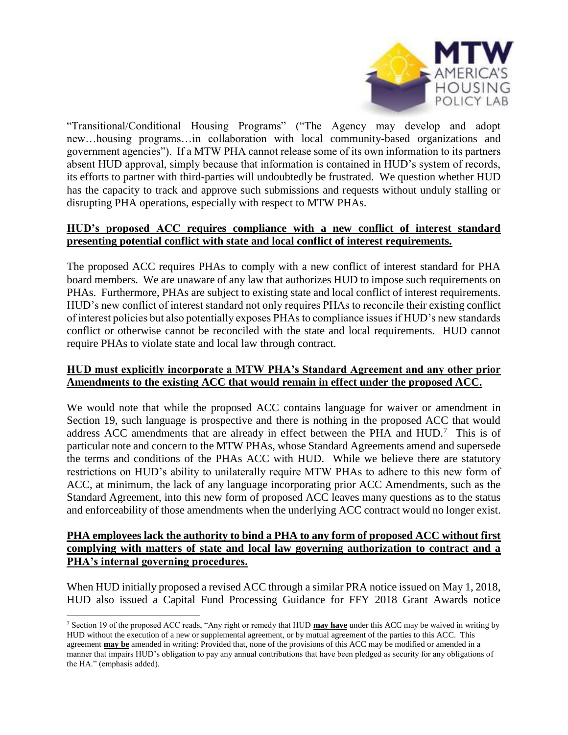"Transitional/Conditional Housing Programs" ("The Agency may develop and adopt new…housing programs…in collaboration with local community-based organizations and government agencies"). If a MTW PHA cannot release some of its own information to its partners absent HUD approval, simply because that information is contained in HUD's system of records, its efforts to partner with third-parties will undoubtedly be frustrated. We question whether HUD has the capacity to track and approve such submissions and requests without unduly stalling or disrupting PHA operations, especially with respect to MTW PHAs.

**HUD's proposed ACC requires compliance with a new conflict of interest standard presenting potential conflict with state and local conflict of interest requirements.**

The proposed ACC requires PHAs to comply with a new conflict of interest standard for PHA board members. We are unaware of any law that authorizes HUD to impose such requirements on PHAs. Furthermore, PHAs are subject to existing state and local conflict of interest requirements. HUD's new conflict of interest standard not only requires PHAs to reconcile their existing conflict of interest policies but also potentially exposes PHAs to compliance issues if HUD's new standards conflict or otherwise cannot be reconciled with the state and local requirements. HUD cannot require PHAs to violate state and local law through contract.

**HUD must explicitly incorporate a MTW PHA's Standard Agreement and any other prior Amendments to the existing ACC that would remain in effect under the proposed ACC.**

We would note that while the proposed ACC contains language for waiver or amendment in Section 19, such language is prospective and there is nothing in the proposed ACC that would address ACC amendments that are already in effect between the PHA and HUD.[7] This is of particular note and concern to the MTW PHAs, whose Standard Agreements amend and supersede the terms and conditions of the PHAs ACC with HUD. While we believe there are statutory restrictions on HUD's ability to unilaterally require MTW PHAs to adhere to this new form of ACC, at minimum, the lack of any language incorporating prior ACC Amendments, such as the Standard Agreement, into this new form of proposed ACC leaves many questions as to the status and enforceability of those amendments when the underlying ACC contract would no longer exist.

**PHA employees lack the authority to bind a PHA to any form of proposed ACC without first complying with matters of state and local law governing authorization to contract and a PHA's internal governing procedures.**

When HUD initially proposed a revised ACC through a similar PRA notice issued on May 1, 2018, HUD also issued a Capital Fund Processing Guidance for FFY 2018 Grant Awards notice

[7] Section 19 of the proposed ACC reads, "Any right or remedy that HUD **may have** under this ACC may be waived in writing by HUD without the execution of a new or supplemental agreement, or by mutual agreement of the parties to this ACC. This agreement **may be** amended in writing: Provided that, none of the provisions of this ACC may be modified or amended in a manner that impairs HUD's obligation to pay any annual contributions that have been pledged as security for any obligations of the HA." (emphasis added).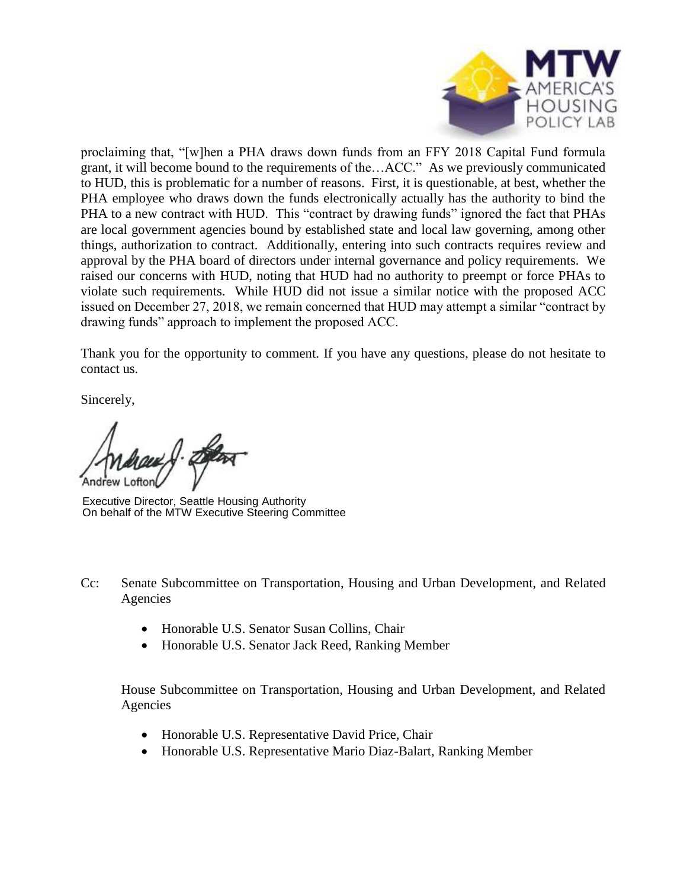proclaiming that, "[w]hen a PHA draws down funds from an FFY 2018 Capital Fund formula grant, it will become bound to the requirements of the…ACC." As we previously communicated to HUD, this is problematic for a number of reasons. First, it is questionable, at best, whether the PHA employee who draws down the funds electronically actually has the authority to bind the PHA to a new contract with HUD. This "contract by drawing funds" ignored the fact that PHAs are local government agencies bound by established state and local law governing, among other things, authorization to contract. Additionally, entering into such contracts requires review and approval by the PHA board of directors under internal governance and policy requirements. We raised our concerns with HUD, noting that HUD had no authority to preempt or force PHAs to violate such requirements. While HUD did not issue a similar notice with the proposed ACC issued on December 27, 2018, we remain concerned that HUD may attempt a similar "contract by drawing funds" approach to implement the proposed ACC.

Thank you for the opportunity to comment. If you have any questions, please do not hesitate to contact us.

Sincerely,

Andrew Lofton

Executive Director, Seattle Housing Authority
On behalf of the MTW Executive Steering Committee

Cc: Senate Subcommittee on Transportation, Housing and Urban Development, and Related Agencies

- Honorable U.S. Senator Susan Collins, Chair
- Honorable U.S. Senator Jack Reed, Ranking Member

House Subcommittee on Transportation, Housing and Urban Development, and Related Agencies

- Honorable U.S. Representative David Price, Chair
- Honorable U.S. Representative Mario Diaz-Balart, Ranking Member